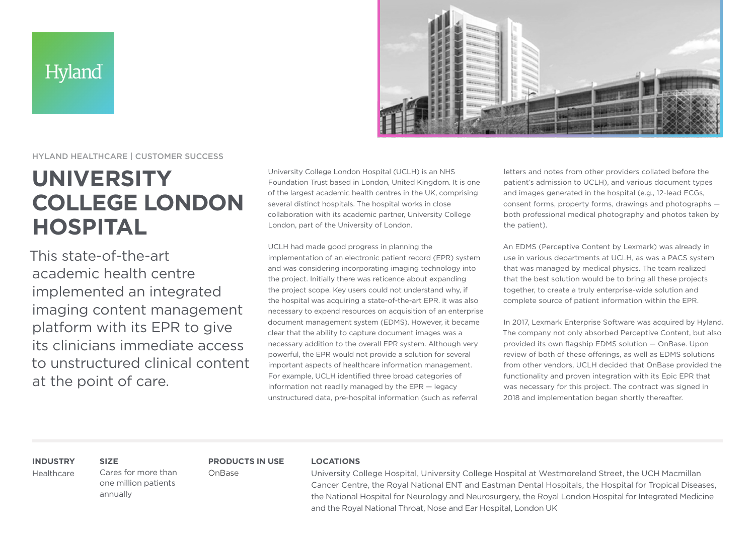Hyland

HYLAND HEALTHCARE | CUSTOMER SUCCESS

# UNIVERSITY COLLEGE LONDON HOSPITAL

This state-of-the-art academic health centre implemented an integrated imaging content management platform with its EPR to give its clinicians immediate access to unstructured clinical content at the point of care.

University College London Hospital (UCLH) is an NHS Foundation Trust based in London, United Kingdom. It is one of the largest academic health centres in the UK, comprising several distinct hospitals. The hospital works in close collaboration with its academic partner, University College London, part of the University of London.

UCLH had made good progress in planning the implementation of an electronic patient record (EPR) system and was considering incorporating imaging technology into the project. Initially there was reticence about expanding the project scope. Key users could not understand why, if the hospital was acquiring a state-of-the-art EPR. it was also necessary to expend resources on acquisition of an enterprise document management system (EDMS). However, it became clear that the ability to capture document images was a necessary addition to the overall EPR system. Although very powerful, the EPR would not provide a solution for several important aspects of healthcare information management. For example, UCLH identified three broad categories of information not readily managed by the EPR — legacy unstructured data, pre-hospital information (such as referral letters and notes from other providers collated before the patient's admission to UCLH), and various document types and images generated in the hospital (e.g., 12-lead ECGs, consent forms, property forms, drawings and photographs — both professional medical photography and photos taken by the patient).

An EDMS (Perceptive Content by Lexmark) was already in use in various departments at UCLH, as was a PACS system that was managed by medical physics. The team realized that the best solution would be to bring all these projects together, to create a truly enterprise-wide solution and complete source of patient information within the EPR.

In 2017, Lexmark Enterprise Software was acquired by Hyland. The company not only absorbed Perceptive Content, but also provided its own flagship EDMS solution — OnBase. Upon review of both of these offerings, as well as EDMS solutions from other vendors, UCLH decided that OnBase provided the functionality and proven integration with its Epic EPR that was necessary for this project. The contract was signed in 2018 and implementation began shortly thereafter.

**INDUSTRY**
Healthcare

**SIZE**
Cares for more than one million patients annually

**PRODUCTS IN USE**
OnBase

**LOCATIONS**
University College Hospital, University College Hospital at Westmoreland Street, the UCH Macmillan Cancer Centre, the Royal National ENT and Eastman Dental Hospitals, the Hospital for Tropical Diseases, the National Hospital for Neurology and Neurosurgery, the Royal London Hospital for Integrated Medicine and the Royal National Throat, Nose and Ear Hospital, London UK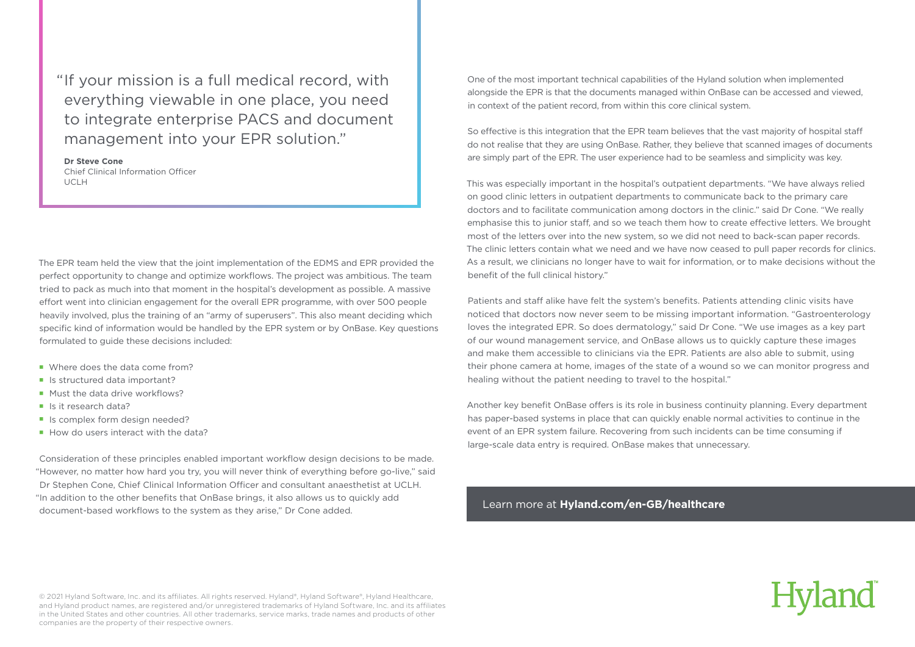> "If your mission is a full medical record, with everything viewable in one place, you need to integrate enterprise PACS and document management into your EPR solution."
>
> **Dr Steve Cone**
> Chief Clinical Information Officer
> UCLH

The EPR team held the view that the joint implementation of the EDMS and EPR provided the perfect opportunity to change and optimize workflows. The project was ambitious. The team tried to pack as much into that moment in the hospital's development as possible. A massive effort went into clinician engagement for the overall EPR programme, with over 500 people heavily involved, plus the training of an "army of superusers". This also meant deciding which specific kind of information would be handled by the EPR system or by OnBase. Key questions formulated to guide these decisions included:

- Where does the data come from?
- Is structured data important?
- Must the data drive workflows?
- Is it research data?
- Is complex form design needed?
- How do users interact with the data?

Consideration of these principles enabled important workflow design decisions to be made. "However, no matter how hard you try, you will never think of everything before go-live," said Dr Stephen Cone, Chief Clinical Information Officer and consultant anaesthetist at UCLH. "In addition to the other benefits that OnBase brings, it also allows us to quickly add document-based workflows to the system as they arise," Dr Cone added.

One of the most important technical capabilities of the Hyland solution when implemented alongside the EPR is that the documents managed within OnBase can be accessed and viewed, in context of the patient record, from within this core clinical system.

So effective is this integration that the EPR team believes that the vast majority of hospital staff do not realise that they are using OnBase. Rather, they believe that scanned images of documents are simply part of the EPR. The user experience had to be seamless and simplicity was key.

This was especially important in the hospital's outpatient departments. "We have always relied on good clinic letters in outpatient departments to communicate back to the primary care doctors and to facilitate communication among doctors in the clinic." said Dr Cone. "We really emphasise this to junior staff, and so we teach them how to create effective letters. We brought most of the letters over into the new system, so we did not need to back-scan paper records. The clinic letters contain what we need and we have now ceased to pull paper records for clinics. As a result, we clinicians no longer have to wait for information, or to make decisions without the benefit of the full clinical history."

Patients and staff alike have felt the system's benefits. Patients attending clinic visits have noticed that doctors now never seem to be missing important information. "Gastroenterology loves the integrated EPR. So does dermatology," said Dr Cone. "We use images as a key part of our wound management service, and OnBase allows us to quickly capture these images and make them accessible to clinicians via the EPR. Patients are also able to submit, using their phone camera at home, images of the state of a wound so we can monitor progress and healing without the patient needing to travel to the hospital."

Another key benefit OnBase offers is its role in business continuity planning. Every department has paper-based systems in place that can quickly enable normal activities to continue in the event of an EPR system failure. Recovering from such incidents can be time consuming if large-scale data entry is required. OnBase makes that unnecessary.

Learn more at **Hyland.com/en-GB/healthcare**

© 2021 Hyland Software, Inc. and its affiliates. All rights reserved. Hyland®, Hyland Software®, Hyland Healthcare, and Hyland product names, are registered and/or unregistered trademarks of Hyland Software, Inc. and its affiliates in the United States and other countries. All other trademarks, service marks, trade names and products of other companies are the property of their respective owners.

Hyland™